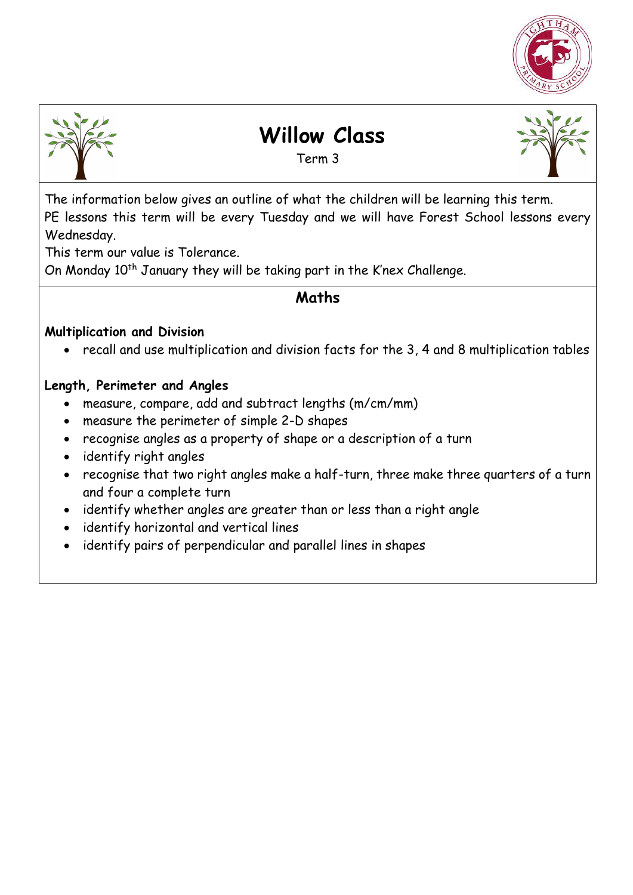# Willow Class

Term 3

The information below gives an outline of what the children will be learning this term.
PE lessons this term will be every Tuesday and we will have Forest School lessons every Wednesday.
This term our value is Tolerance.
On Monday 10th January they will be taking part in the K'nex Challenge.

## Maths

**Multiplication and Division**

- recall and use multiplication and division facts for the 3, 4 and 8 multiplication tables

**Length, Perimeter and Angles**

- measure, compare, add and subtract lengths (m/cm/mm)
- measure the perimeter of simple 2-D shapes
- recognise angles as a property of shape or a description of a turn
- identify right angles
- recognise that two right angles make a half-turn, three make three quarters of a turn and four a complete turn
- identify whether angles are greater than or less than a right angle
- identify horizontal and vertical lines
- identify pairs of perpendicular and parallel lines in shapes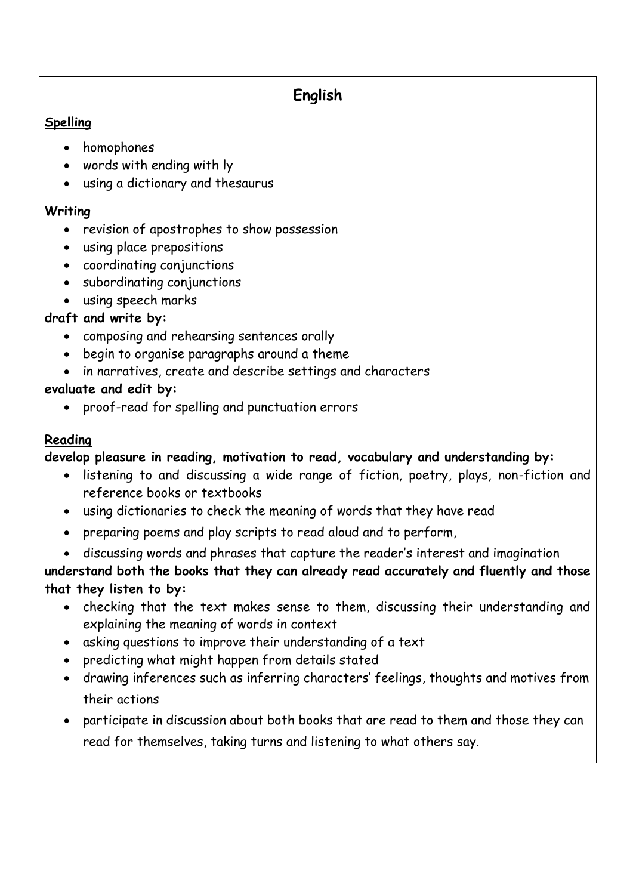# English

**Spelling**

- homophones
- words with ending with ly
- using a dictionary and thesaurus

**Writing**

- revision of apostrophes to show possession
- using place prepositions
- coordinating conjunctions
- subordinating conjunctions
- using speech marks

**draft and write by:**

- composing and rehearsing sentences orally
- begin to organise paragraphs around a theme
- in narratives, create and describe settings and characters

**evaluate and edit by:**

- proof-read for spelling and punctuation errors

**Reading**

**develop pleasure in reading, motivation to read, vocabulary and understanding by:**

- listening to and discussing a wide range of fiction, poetry, plays, non-fiction and reference books or textbooks
- using dictionaries to check the meaning of words that they have read
- preparing poems and play scripts to read aloud and to perform,
- discussing words and phrases that capture the reader's interest and imagination

**understand both the books that they can already read accurately and fluently and those that they listen to by:**

- checking that the text makes sense to them, discussing their understanding and explaining the meaning of words in context
- asking questions to improve their understanding of a text
- predicting what might happen from details stated
- drawing inferences such as inferring characters' feelings, thoughts and motives from their actions
- participate in discussion about both books that are read to them and those they can read for themselves, taking turns and listening to what others say.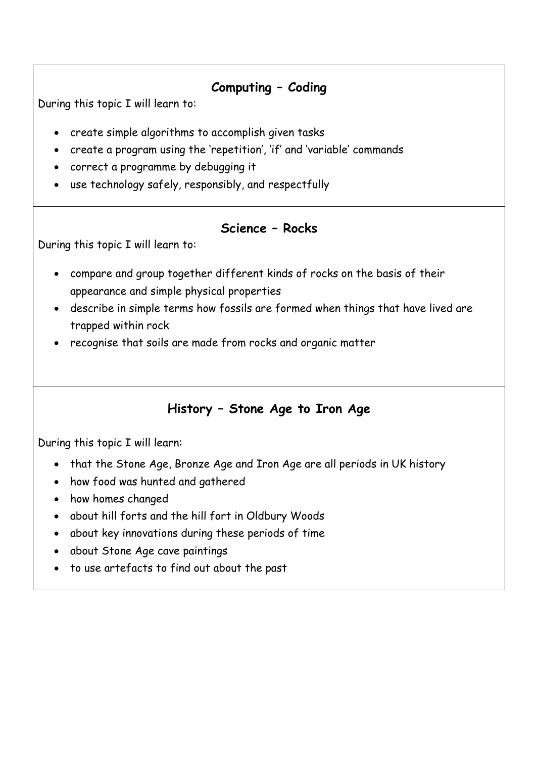## Computing – Coding

During this topic I will learn to:

- create simple algorithms to accomplish given tasks
- create a program using the 'repetition', 'if' and 'variable' commands
- correct a programme by debugging it
- use technology safely, responsibly, and respectfully

## Science – Rocks

During this topic I will learn to:

- compare and group together different kinds of rocks on the basis of their appearance and simple physical properties
- describe in simple terms how fossils are formed when things that have lived are trapped within rock
- recognise that soils are made from rocks and organic matter

## History – Stone Age to Iron Age

During this topic I will learn:

- that the Stone Age, Bronze Age and Iron Age are all periods in UK history
- how food was hunted and gathered
- how homes changed
- about hill forts and the hill fort in Oldbury Woods
- about key innovations during these periods of time
- about Stone Age cave paintings
- to use artefacts to find out about the past